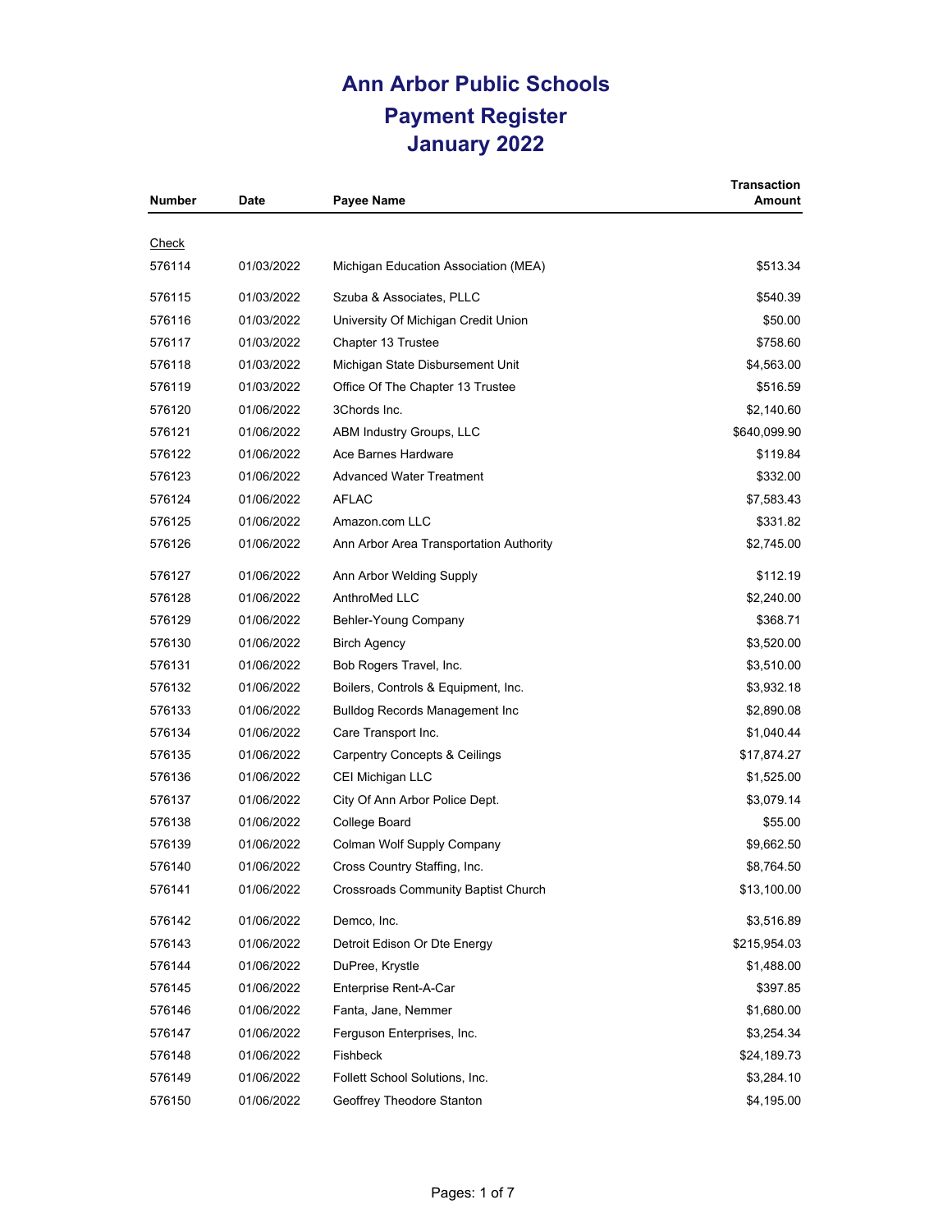# Ann Arbor Public Schools

## Payment Register

## January 2022

| Number | Date | Payee Name | Transaction Amount |
|---|---|---|---|
| Check | | | |
| 576114 | 01/03/2022 | Michigan Education Association (MEA) | $513.34 |
| 576115 | 01/03/2022 | Szuba & Associates, PLLC | $540.39 |
| 576116 | 01/03/2022 | University Of Michigan Credit Union | $50.00 |
| 576117 | 01/03/2022 | Chapter 13 Trustee | $758.60 |
| 576118 | 01/03/2022 | Michigan State Disbursement Unit | $4,563.00 |
| 576119 | 01/03/2022 | Office Of The Chapter 13 Trustee | $516.59 |
| 576120 | 01/06/2022 | 3Chords Inc. | $2,140.60 |
| 576121 | 01/06/2022 | ABM Industry Groups, LLC | $640,099.90 |
| 576122 | 01/06/2022 | Ace Barnes Hardware | $119.84 |
| 576123 | 01/06/2022 | Advanced Water Treatment | $332.00 |
| 576124 | 01/06/2022 | AFLAC | $7,583.43 |
| 576125 | 01/06/2022 | Amazon.com LLC | $331.82 |
| 576126 | 01/06/2022 | Ann Arbor Area Transportation Authority | $2,745.00 |
| 576127 | 01/06/2022 | Ann Arbor Welding Supply | $112.19 |
| 576128 | 01/06/2022 | AnthroMed LLC | $2,240.00 |
| 576129 | 01/06/2022 | Behler-Young Company | $368.71 |
| 576130 | 01/06/2022 | Birch Agency | $3,520.00 |
| 576131 | 01/06/2022 | Bob Rogers Travel, Inc. | $3,510.00 |
| 576132 | 01/06/2022 | Boilers, Controls & Equipment, Inc. | $3,932.18 |
| 576133 | 01/06/2022 | Bulldog Records Management Inc | $2,890.08 |
| 576134 | 01/06/2022 | Care Transport Inc. | $1,040.44 |
| 576135 | 01/06/2022 | Carpentry Concepts & Ceilings | $17,874.27 |
| 576136 | 01/06/2022 | CEI Michigan LLC | $1,525.00 |
| 576137 | 01/06/2022 | City Of Ann Arbor Police Dept. | $3,079.14 |
| 576138 | 01/06/2022 | College Board | $55.00 |
| 576139 | 01/06/2022 | Colman Wolf Supply Company | $9,662.50 |
| 576140 | 01/06/2022 | Cross Country Staffing, Inc. | $8,764.50 |
| 576141 | 01/06/2022 | Crossroads Community Baptist Church | $13,100.00 |
| 576142 | 01/06/2022 | Demco, Inc. | $3,516.89 |
| 576143 | 01/06/2022 | Detroit Edison Or Dte Energy | $215,954.03 |
| 576144 | 01/06/2022 | DuPree, Krystle | $1,488.00 |
| 576145 | 01/06/2022 | Enterprise Rent-A-Car | $397.85 |
| 576146 | 01/06/2022 | Fanta, Jane, Nemmer | $1,680.00 |
| 576147 | 01/06/2022 | Ferguson Enterprises, Inc. | $3,254.34 |
| 576148 | 01/06/2022 | Fishbeck | $24,189.73 |
| 576149 | 01/06/2022 | Follett School Solutions, Inc. | $3,284.10 |
| 576150 | 01/06/2022 | Geoffrey Theodore Stanton | $4,195.00 |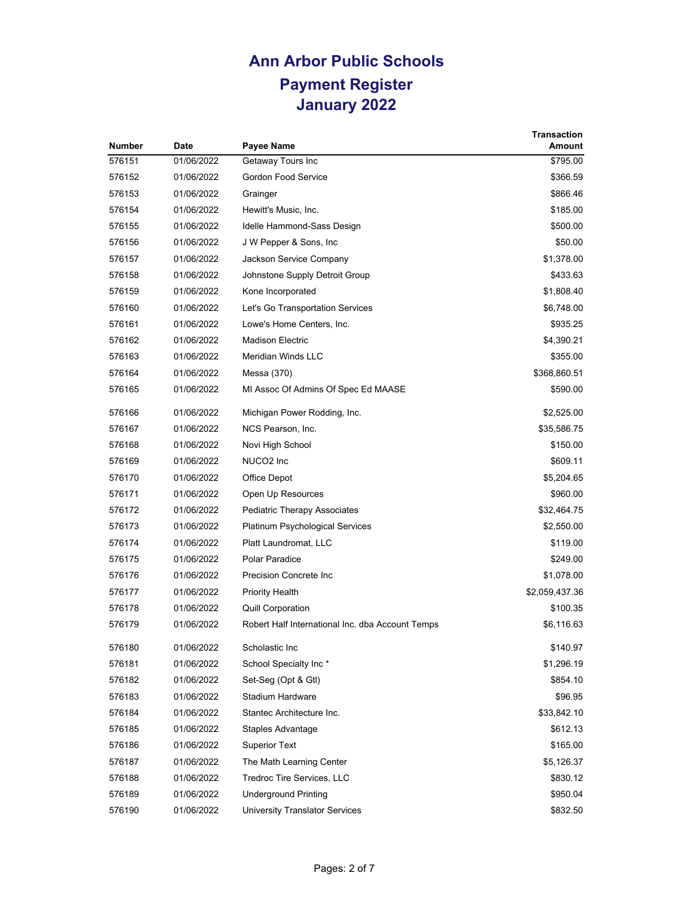# Ann Arbor Public Schools
## Payment Register
## January 2022

| Number | Date | Payee Name | Transaction Amount |
|---|---|---|---|
| 576151 | 01/06/2022 | Getaway Tours Inc | $795.00 |
| 576152 | 01/06/2022 | Gordon Food Service | $366.59 |
| 576153 | 01/06/2022 | Grainger | $866.46 |
| 576154 | 01/06/2022 | Hewitt's Music, Inc. | $185.00 |
| 576155 | 01/06/2022 | Idelle Hammond-Sass Design | $500.00 |
| 576156 | 01/06/2022 | J W Pepper & Sons, Inc | $50.00 |
| 576157 | 01/06/2022 | Jackson Service Company | $1,378.00 |
| 576158 | 01/06/2022 | Johnstone Supply Detroit Group | $433.63 |
| 576159 | 01/06/2022 | Kone Incorporated | $1,808.40 |
| 576160 | 01/06/2022 | Let's Go Transportation Services | $6,748.00 |
| 576161 | 01/06/2022 | Lowe's Home Centers, Inc. | $935.25 |
| 576162 | 01/06/2022 | Madison Electric | $4,390.21 |
| 576163 | 01/06/2022 | Meridian Winds LLC | $355.00 |
| 576164 | 01/06/2022 | Messa (370) | $368,860.51 |
| 576165 | 01/06/2022 | MI Assoc Of Admins Of Spec Ed MAASE | $590.00 |
| 576166 | 01/06/2022 | Michigan Power Rodding, Inc. | $2,525.00 |
| 576167 | 01/06/2022 | NCS Pearson, Inc. | $35,586.75 |
| 576168 | 01/06/2022 | Novi High School | $150.00 |
| 576169 | 01/06/2022 | NUCO2 Inc | $609.11 |
| 576170 | 01/06/2022 | Office Depot | $5,204.65 |
| 576171 | 01/06/2022 | Open Up Resources | $960.00 |
| 576172 | 01/06/2022 | Pediatric Therapy Associates | $32,464.75 |
| 576173 | 01/06/2022 | Platinum Psychological Services | $2,550.00 |
| 576174 | 01/06/2022 | Platt Laundromat, LLC | $119.00 |
| 576175 | 01/06/2022 | Polar Paradice | $249.00 |
| 576176 | 01/06/2022 | Precision Concrete Inc | $1,078.00 |
| 576177 | 01/06/2022 | Priority Health | $2,059,437.36 |
| 576178 | 01/06/2022 | Quill Corporation | $100.35 |
| 576179 | 01/06/2022 | Robert Half International Inc. dba Account Temps | $6,116.63 |
| 576180 | 01/06/2022 | Scholastic Inc | $140.97 |
| 576181 | 01/06/2022 | School Specialty Inc * | $1,296.19 |
| 576182 | 01/06/2022 | Set-Seg (Opt & Gtl) | $854.10 |
| 576183 | 01/06/2022 | Stadium Hardware | $96.95 |
| 576184 | 01/06/2022 | Stantec Architecture Inc. | $33,842.10 |
| 576185 | 01/06/2022 | Staples Advantage | $612.13 |
| 576186 | 01/06/2022 | Superior Text | $165.00 |
| 576187 | 01/06/2022 | The Math Learning Center | $5,126.37 |
| 576188 | 01/06/2022 | Tredroc Tire Services, LLC | $830.12 |
| 576189 | 01/06/2022 | Underground Printing | $950.04 |
| 576190 | 01/06/2022 | University Translator Services | $832.50 |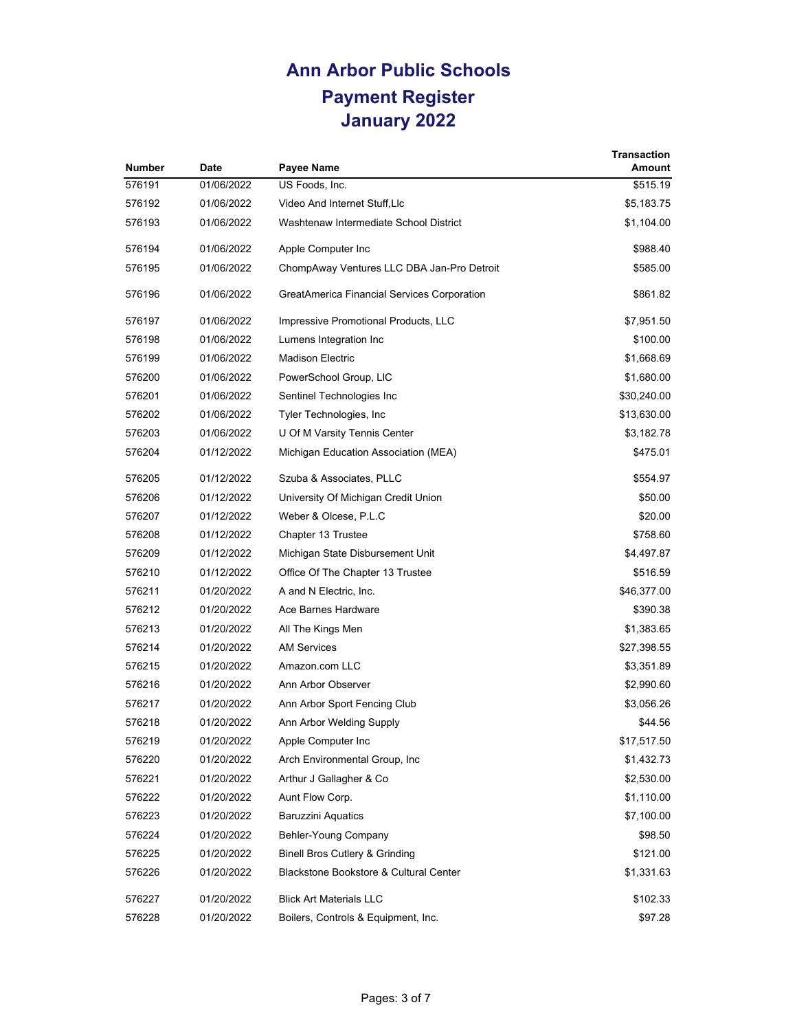# Ann Arbor Public Schools
## Payment Register
## January 2022

| Number | Date | Payee Name | Transaction Amount |
|---|---|---|---|
| 576191 | 01/06/2022 | US Foods, Inc. | $515.19 |
| 576192 | 01/06/2022 | Video And Internet Stuff,Llc | $5,183.75 |
| 576193 | 01/06/2022 | Washtenaw Intermediate School District | $1,104.00 |
| 576194 | 01/06/2022 | Apple Computer Inc | $988.40 |
| 576195 | 01/06/2022 | ChompAway Ventures LLC DBA Jan-Pro Detroit | $585.00 |
| 576196 | 01/06/2022 | GreatAmerica Financial Services Corporation | $861.82 |
| 576197 | 01/06/2022 | Impressive Promotional Products, LLC | $7,951.50 |
| 576198 | 01/06/2022 | Lumens Integration Inc | $100.00 |
| 576199 | 01/06/2022 | Madison Electric | $1,668.69 |
| 576200 | 01/06/2022 | PowerSchool Group, LlC | $1,680.00 |
| 576201 | 01/06/2022 | Sentinel Technologies Inc | $30,240.00 |
| 576202 | 01/06/2022 | Tyler Technologies, Inc | $13,630.00 |
| 576203 | 01/06/2022 | U Of M Varsity Tennis Center | $3,182.78 |
| 576204 | 01/12/2022 | Michigan Education Association (MEA) | $475.01 |
| 576205 | 01/12/2022 | Szuba & Associates, PLLC | $554.97 |
| 576206 | 01/12/2022 | University Of Michigan Credit Union | $50.00 |
| 576207 | 01/12/2022 | Weber & Olcese, P.L.C | $20.00 |
| 576208 | 01/12/2022 | Chapter 13 Trustee | $758.60 |
| 576209 | 01/12/2022 | Michigan State Disbursement Unit | $4,497.87 |
| 576210 | 01/12/2022 | Office Of The Chapter 13 Trustee | $516.59 |
| 576211 | 01/20/2022 | A and N Electric, Inc. | $46,377.00 |
| 576212 | 01/20/2022 | Ace Barnes Hardware | $390.38 |
| 576213 | 01/20/2022 | All The Kings Men | $1,383.65 |
| 576214 | 01/20/2022 | AM Services | $27,398.55 |
| 576215 | 01/20/2022 | Amazon.com LLC | $3,351.89 |
| 576216 | 01/20/2022 | Ann Arbor Observer | $2,990.60 |
| 576217 | 01/20/2022 | Ann Arbor Sport Fencing Club | $3,056.26 |
| 576218 | 01/20/2022 | Ann Arbor Welding Supply | $44.56 |
| 576219 | 01/20/2022 | Apple Computer Inc | $17,517.50 |
| 576220 | 01/20/2022 | Arch Environmental Group, Inc | $1,432.73 |
| 576221 | 01/20/2022 | Arthur J Gallagher & Co | $2,530.00 |
| 576222 | 01/20/2022 | Aunt Flow Corp. | $1,110.00 |
| 576223 | 01/20/2022 | Baruzzini Aquatics | $7,100.00 |
| 576224 | 01/20/2022 | Behler-Young Company | $98.50 |
| 576225 | 01/20/2022 | Binell Bros Cutlery & Grinding | $121.00 |
| 576226 | 01/20/2022 | Blackstone Bookstore & Cultural Center | $1,331.63 |
| 576227 | 01/20/2022 | Blick Art Materials LLC | $102.33 |
| 576228 | 01/20/2022 | Boilers, Controls & Equipment, Inc. | $97.28 |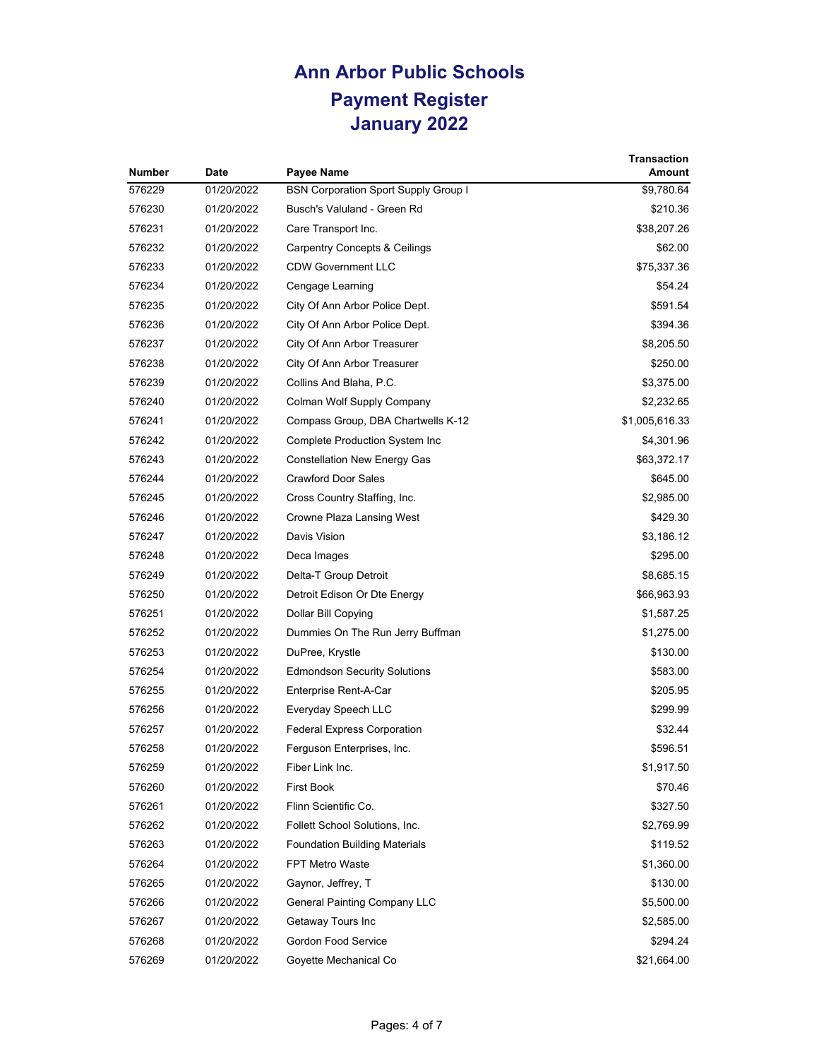# Ann Arbor Public Schools

## Payment Register

## January 2022

| Number | Date | Payee Name | Transaction Amount |
|---|---|---|---|
| 576229 | 01/20/2022 | BSN Corporation Sport Supply Group I | $9,780.64 |
| 576230 | 01/20/2022 | Busch's Valuland - Green Rd | $210.36 |
| 576231 | 01/20/2022 | Care Transport Inc. | $38,207.26 |
| 576232 | 01/20/2022 | Carpentry Concepts & Ceilings | $62.00 |
| 576233 | 01/20/2022 | CDW Government LLC | $75,337.36 |
| 576234 | 01/20/2022 | Cengage Learning | $54.24 |
| 576235 | 01/20/2022 | City Of Ann Arbor Police Dept. | $591.54 |
| 576236 | 01/20/2022 | City Of Ann Arbor Police Dept. | $394.36 |
| 576237 | 01/20/2022 | City Of Ann Arbor Treasurer | $8,205.50 |
| 576238 | 01/20/2022 | City Of Ann Arbor Treasurer | $250.00 |
| 576239 | 01/20/2022 | Collins And Blaha, P.C. | $3,375.00 |
| 576240 | 01/20/2022 | Colman Wolf Supply Company | $2,232.65 |
| 576241 | 01/20/2022 | Compass Group, DBA Chartwells K-12 | $1,005,616.33 |
| 576242 | 01/20/2022 | Complete Production System Inc | $4,301.96 |
| 576243 | 01/20/2022 | Constellation New Energy Gas | $63,372.17 |
| 576244 | 01/20/2022 | Crawford Door Sales | $645.00 |
| 576245 | 01/20/2022 | Cross Country Staffing, Inc. | $2,985.00 |
| 576246 | 01/20/2022 | Crowne Plaza Lansing West | $429.30 |
| 576247 | 01/20/2022 | Davis Vision | $3,186.12 |
| 576248 | 01/20/2022 | Deca Images | $295.00 |
| 576249 | 01/20/2022 | Delta-T Group Detroit | $8,685.15 |
| 576250 | 01/20/2022 | Detroit Edison Or Dte Energy | $66,963.93 |
| 576251 | 01/20/2022 | Dollar Bill Copying | $1,587.25 |
| 576252 | 01/20/2022 | Dummies On The Run Jerry Buffman | $1,275.00 |
| 576253 | 01/20/2022 | DuPree, Krystle | $130.00 |
| 576254 | 01/20/2022 | Edmondson Security Solutions | $583.00 |
| 576255 | 01/20/2022 | Enterprise Rent-A-Car | $205.95 |
| 576256 | 01/20/2022 | Everyday Speech LLC | $299.99 |
| 576257 | 01/20/2022 | Federal Express Corporation | $32.44 |
| 576258 | 01/20/2022 | Ferguson Enterprises, Inc. | $596.51 |
| 576259 | 01/20/2022 | Fiber Link Inc. | $1,917.50 |
| 576260 | 01/20/2022 | First Book | $70.46 |
| 576261 | 01/20/2022 | Flinn Scientific Co. | $327.50 |
| 576262 | 01/20/2022 | Follett School Solutions, Inc. | $2,769.99 |
| 576263 | 01/20/2022 | Foundation Building Materials | $119.52 |
| 576264 | 01/20/2022 | FPT Metro Waste | $1,360.00 |
| 576265 | 01/20/2022 | Gaynor, Jeffrey, T | $130.00 |
| 576266 | 01/20/2022 | General Painting Company LLC | $5,500.00 |
| 576267 | 01/20/2022 | Getaway Tours Inc | $2,585.00 |
| 576268 | 01/20/2022 | Gordon Food Service | $294.24 |
| 576269 | 01/20/2022 | Goyette Mechanical Co | $21,664.00 |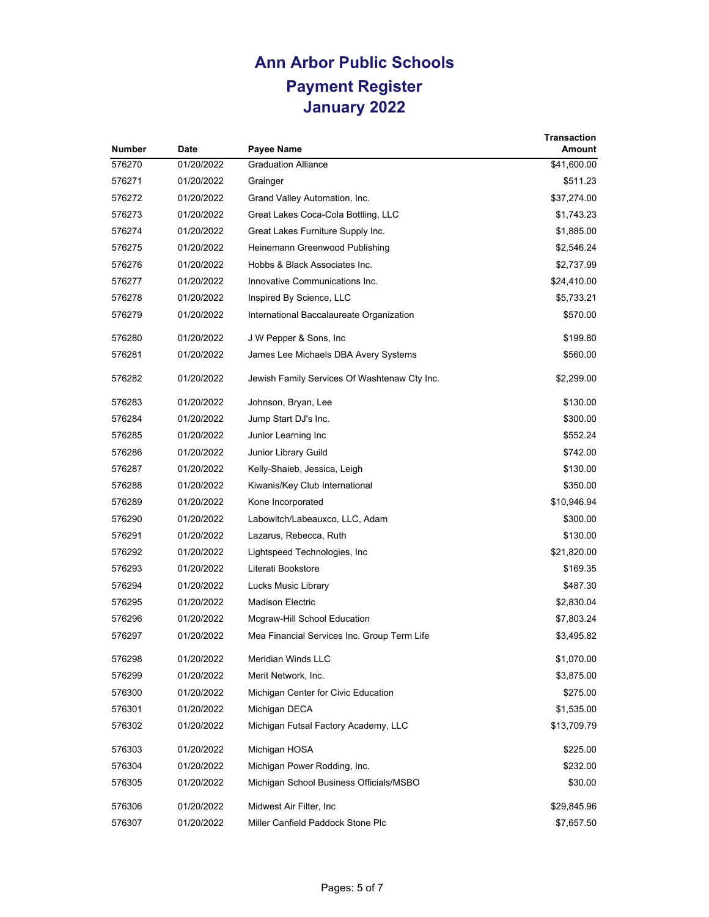# Ann Arbor Public Schools

## Payment Register

## January 2022

| Number | Date | Payee Name | Transaction Amount |
|---|---|---|---|
| 576270 | 01/20/2022 | Graduation Alliance | $41,600.00 |
| 576271 | 01/20/2022 | Grainger | $511.23 |
| 576272 | 01/20/2022 | Grand Valley Automation, Inc. | $37,274.00 |
| 576273 | 01/20/2022 | Great Lakes Coca-Cola Bottling, LLC | $1,743.23 |
| 576274 | 01/20/2022 | Great Lakes Furniture Supply Inc. | $1,885.00 |
| 576275 | 01/20/2022 | Heinemann Greenwood Publishing | $2,546.24 |
| 576276 | 01/20/2022 | Hobbs & Black Associates Inc. | $2,737.99 |
| 576277 | 01/20/2022 | Innovative Communications Inc. | $24,410.00 |
| 576278 | 01/20/2022 | Inspired By Science, LLC | $5,733.21 |
| 576279 | 01/20/2022 | International Baccalaureate Organization | $570.00 |
| 576280 | 01/20/2022 | J W Pepper & Sons, Inc | $199.80 |
| 576281 | 01/20/2022 | James Lee Michaels DBA Avery Systems | $560.00 |
| 576282 | 01/20/2022 | Jewish Family Services Of Washtenaw Cty Inc. | $2,299.00 |
| 576283 | 01/20/2022 | Johnson, Bryan, Lee | $130.00 |
| 576284 | 01/20/2022 | Jump Start DJ's Inc. | $300.00 |
| 576285 | 01/20/2022 | Junior Learning Inc | $552.24 |
| 576286 | 01/20/2022 | Junior Library Guild | $742.00 |
| 576287 | 01/20/2022 | Kelly-Shaieb, Jessica, Leigh | $130.00 |
| 576288 | 01/20/2022 | Kiwanis/Key Club International | $350.00 |
| 576289 | 01/20/2022 | Kone Incorporated | $10,946.94 |
| 576290 | 01/20/2022 | Labowitch/Labeauxco, LLC, Adam | $300.00 |
| 576291 | 01/20/2022 | Lazarus, Rebecca, Ruth | $130.00 |
| 576292 | 01/20/2022 | Lightspeed Technologies, Inc | $21,820.00 |
| 576293 | 01/20/2022 | Literati Bookstore | $169.35 |
| 576294 | 01/20/2022 | Lucks Music Library | $487.30 |
| 576295 | 01/20/2022 | Madison Electric | $2,830.04 |
| 576296 | 01/20/2022 | Mcgraw-Hill School Education | $7,803.24 |
| 576297 | 01/20/2022 | Mea Financial Services Inc. Group Term Life | $3,495.82 |
| 576298 | 01/20/2022 | Meridian Winds LLC | $1,070.00 |
| 576299 | 01/20/2022 | Merit Network, Inc. | $3,875.00 |
| 576300 | 01/20/2022 | Michigan Center for Civic Education | $275.00 |
| 576301 | 01/20/2022 | Michigan DECA | $1,535.00 |
| 576302 | 01/20/2022 | Michigan Futsal Factory Academy, LLC | $13,709.79 |
| 576303 | 01/20/2022 | Michigan HOSA | $225.00 |
| 576304 | 01/20/2022 | Michigan Power Rodding, Inc. | $232.00 |
| 576305 | 01/20/2022 | Michigan School Business Officials/MSBO | $30.00 |
| 576306 | 01/20/2022 | Midwest Air Filter, Inc | $29,845.96 |
| 576307 | 01/20/2022 | Miller Canfield Paddock Stone Plc | $7,657.50 |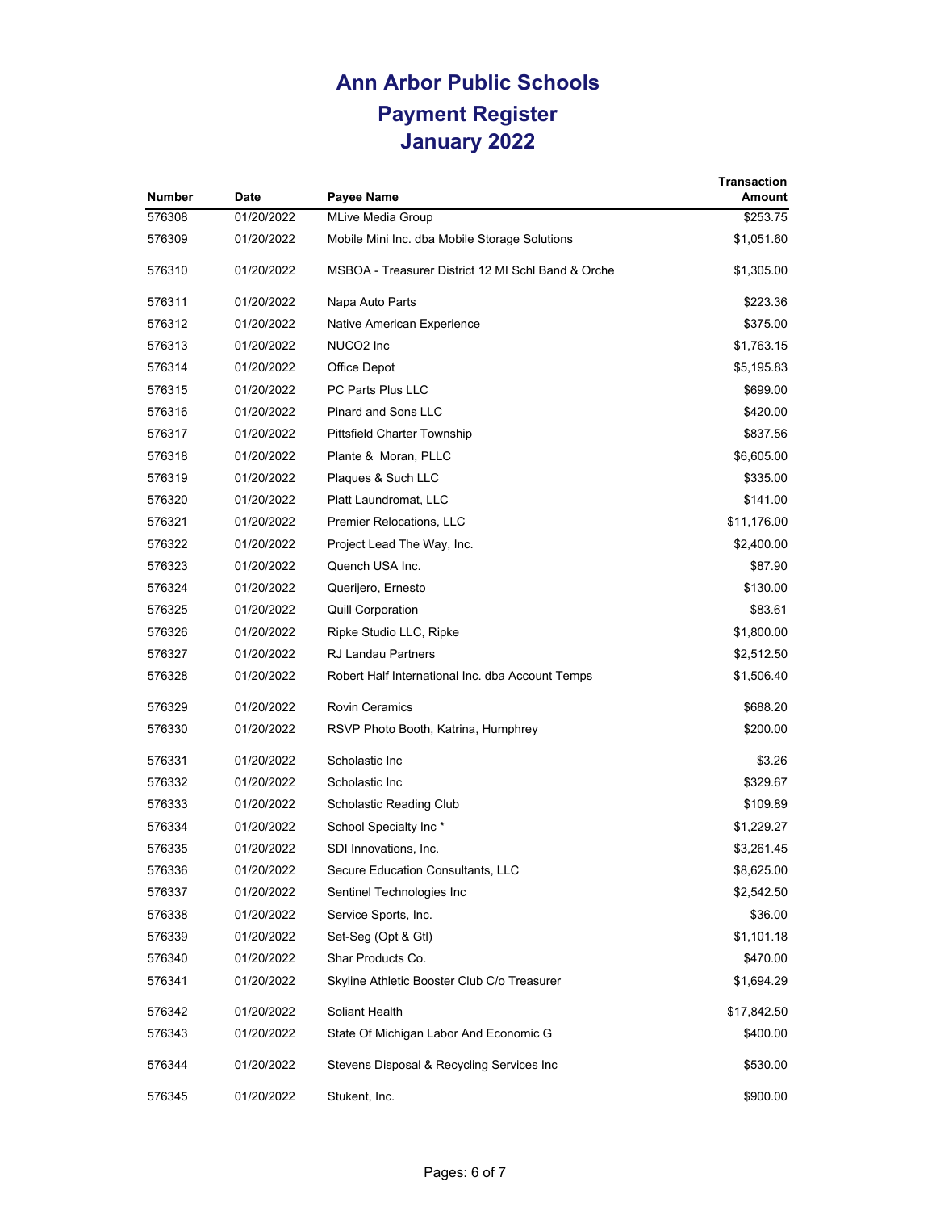# Ann Arbor Public Schools

## Payment Register

## January 2022

| Number | Date | Payee Name | Transaction Amount |
|---|---|---|---|
| 576308 | 01/20/2022 | MLive Media Group | $253.75 |
| 576309 | 01/20/2022 | Mobile Mini Inc. dba Mobile Storage Solutions | $1,051.60 |
| 576310 | 01/20/2022 | MSBOA - Treasurer District 12 MI Schl Band & Orche | $1,305.00 |
| 576311 | 01/20/2022 | Napa Auto Parts | $223.36 |
| 576312 | 01/20/2022 | Native American Experience | $375.00 |
| 576313 | 01/20/2022 | NUCO2 Inc | $1,763.15 |
| 576314 | 01/20/2022 | Office Depot | $5,195.83 |
| 576315 | 01/20/2022 | PC Parts Plus LLC | $699.00 |
| 576316 | 01/20/2022 | Pinard and Sons LLC | $420.00 |
| 576317 | 01/20/2022 | Pittsfield Charter Township | $837.56 |
| 576318 | 01/20/2022 | Plante & Moran, PLLC | $6,605.00 |
| 576319 | 01/20/2022 | Plaques & Such LLC | $335.00 |
| 576320 | 01/20/2022 | Platt Laundromat, LLC | $141.00 |
| 576321 | 01/20/2022 | Premier Relocations, LLC | $11,176.00 |
| 576322 | 01/20/2022 | Project Lead The Way, Inc. | $2,400.00 |
| 576323 | 01/20/2022 | Quench USA Inc. | $87.90 |
| 576324 | 01/20/2022 | Querijero, Ernesto | $130.00 |
| 576325 | 01/20/2022 | Quill Corporation | $83.61 |
| 576326 | 01/20/2022 | Ripke Studio LLC, Ripke | $1,800.00 |
| 576327 | 01/20/2022 | RJ Landau Partners | $2,512.50 |
| 576328 | 01/20/2022 | Robert Half International Inc. dba Account Temps | $1,506.40 |
| 576329 | 01/20/2022 | Rovin Ceramics | $688.20 |
| 576330 | 01/20/2022 | RSVP Photo Booth, Katrina, Humphrey | $200.00 |
| 576331 | 01/20/2022 | Scholastic Inc | $3.26 |
| 576332 | 01/20/2022 | Scholastic Inc | $329.67 |
| 576333 | 01/20/2022 | Scholastic Reading Club | $109.89 |
| 576334 | 01/20/2022 | School Specialty Inc * | $1,229.27 |
| 576335 | 01/20/2022 | SDI Innovations, Inc. | $3,261.45 |
| 576336 | 01/20/2022 | Secure Education Consultants, LLC | $8,625.00 |
| 576337 | 01/20/2022 | Sentinel Technologies Inc | $2,542.50 |
| 576338 | 01/20/2022 | Service Sports, Inc. | $36.00 |
| 576339 | 01/20/2022 | Set-Seg (Opt & Gtl) | $1,101.18 |
| 576340 | 01/20/2022 | Shar Products Co. | $470.00 |
| 576341 | 01/20/2022 | Skyline Athletic Booster Club C/o Treasurer | $1,694.29 |
| 576342 | 01/20/2022 | Soliant Health | $17,842.50 |
| 576343 | 01/20/2022 | State Of Michigan Labor And Economic G | $400.00 |
| 576344 | 01/20/2022 | Stevens Disposal & Recycling Services Inc | $530.00 |
| 576345 | 01/20/2022 | Stukent, Inc. | $900.00 |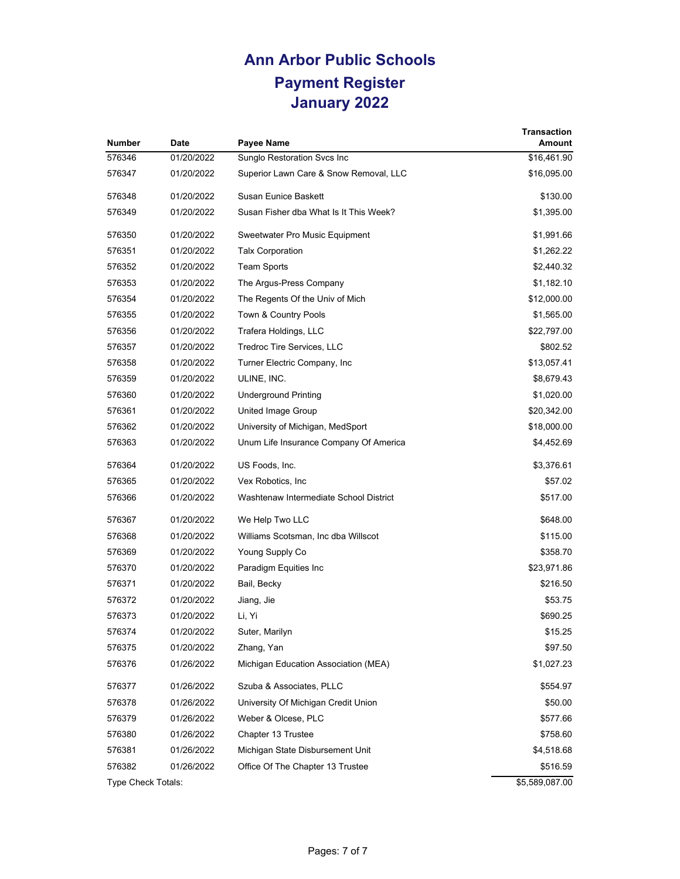# Ann Arbor Public Schools

## Payment Register

## January 2022

| Number | Date | Payee Name | Transaction Amount |
|---|---|---|---|
| 576346 | 01/20/2022 | Sunglo Restoration Svcs Inc | $16,461.90 |
| 576347 | 01/20/2022 | Superior Lawn Care & Snow Removal, LLC | $16,095.00 |
| 576348 | 01/20/2022 | Susan Eunice Baskett | $130.00 |
| 576349 | 01/20/2022 | Susan Fisher dba What Is It This Week? | $1,395.00 |
| 576350 | 01/20/2022 | Sweetwater Pro Music Equipment | $1,991.66 |
| 576351 | 01/20/2022 | Talx Corporation | $1,262.22 |
| 576352 | 01/20/2022 | Team Sports | $2,440.32 |
| 576353 | 01/20/2022 | The Argus-Press Company | $1,182.10 |
| 576354 | 01/20/2022 | The Regents Of the Univ of Mich | $12,000.00 |
| 576355 | 01/20/2022 | Town & Country Pools | $1,565.00 |
| 576356 | 01/20/2022 | Trafera Holdings, LLC | $22,797.00 |
| 576357 | 01/20/2022 | Tredroc Tire Services, LLC | $802.52 |
| 576358 | 01/20/2022 | Turner Electric Company, Inc | $13,057.41 |
| 576359 | 01/20/2022 | ULINE, INC. | $8,679.43 |
| 576360 | 01/20/2022 | Underground Printing | $1,020.00 |
| 576361 | 01/20/2022 | United Image Group | $20,342.00 |
| 576362 | 01/20/2022 | University of Michigan, MedSport | $18,000.00 |
| 576363 | 01/20/2022 | Unum Life Insurance Company Of America | $4,452.69 |
| 576364 | 01/20/2022 | US Foods, Inc. | $3,376.61 |
| 576365 | 01/20/2022 | Vex Robotics, Inc | $57.02 |
| 576366 | 01/20/2022 | Washtenaw Intermediate School District | $517.00 |
| 576367 | 01/20/2022 | We Help Two LLC | $648.00 |
| 576368 | 01/20/2022 | Williams Scotsman, Inc dba Willscot | $115.00 |
| 576369 | 01/20/2022 | Young Supply Co | $358.70 |
| 576370 | 01/20/2022 | Paradigm Equities Inc | $23,971.86 |
| 576371 | 01/20/2022 | Bail, Becky | $216.50 |
| 576372 | 01/20/2022 | Jiang, Jie | $53.75 |
| 576373 | 01/20/2022 | Li, Yi | $690.25 |
| 576374 | 01/20/2022 | Suter, Marilyn | $15.25 |
| 576375 | 01/20/2022 | Zhang, Yan | $97.50 |
| 576376 | 01/26/2022 | Michigan Education Association (MEA) | $1,027.23 |
| 576377 | 01/26/2022 | Szuba & Associates, PLLC | $554.97 |
| 576378 | 01/26/2022 | University Of Michigan Credit Union | $50.00 |
| 576379 | 01/26/2022 | Weber & Olcese, PLC | $577.66 |
| 576380 | 01/26/2022 | Chapter 13 Trustee | $758.60 |
| 576381 | 01/26/2022 | Michigan State Disbursement Unit | $4,518.68 |
| 576382 | 01/26/2022 | Office Of The Chapter 13 Trustee | $516.59 |
| Type Check Totals: | | | $5,589,087.00 |